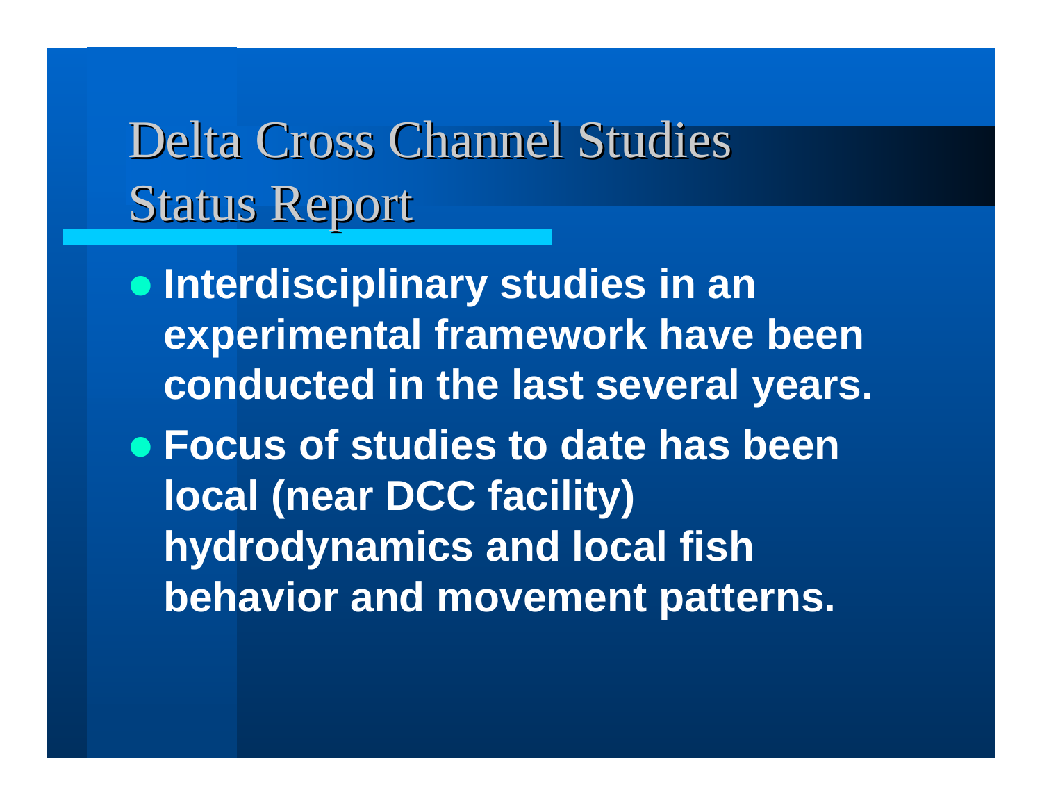# Delta Cross Channel Studies Status Report

- **Interdisciplinary studies in an experimental framework have been conducted in the last several years.**
- **Focus of studies to date has been local (near DCC facility) hydrodynamics and local fish behavior and movement patterns.**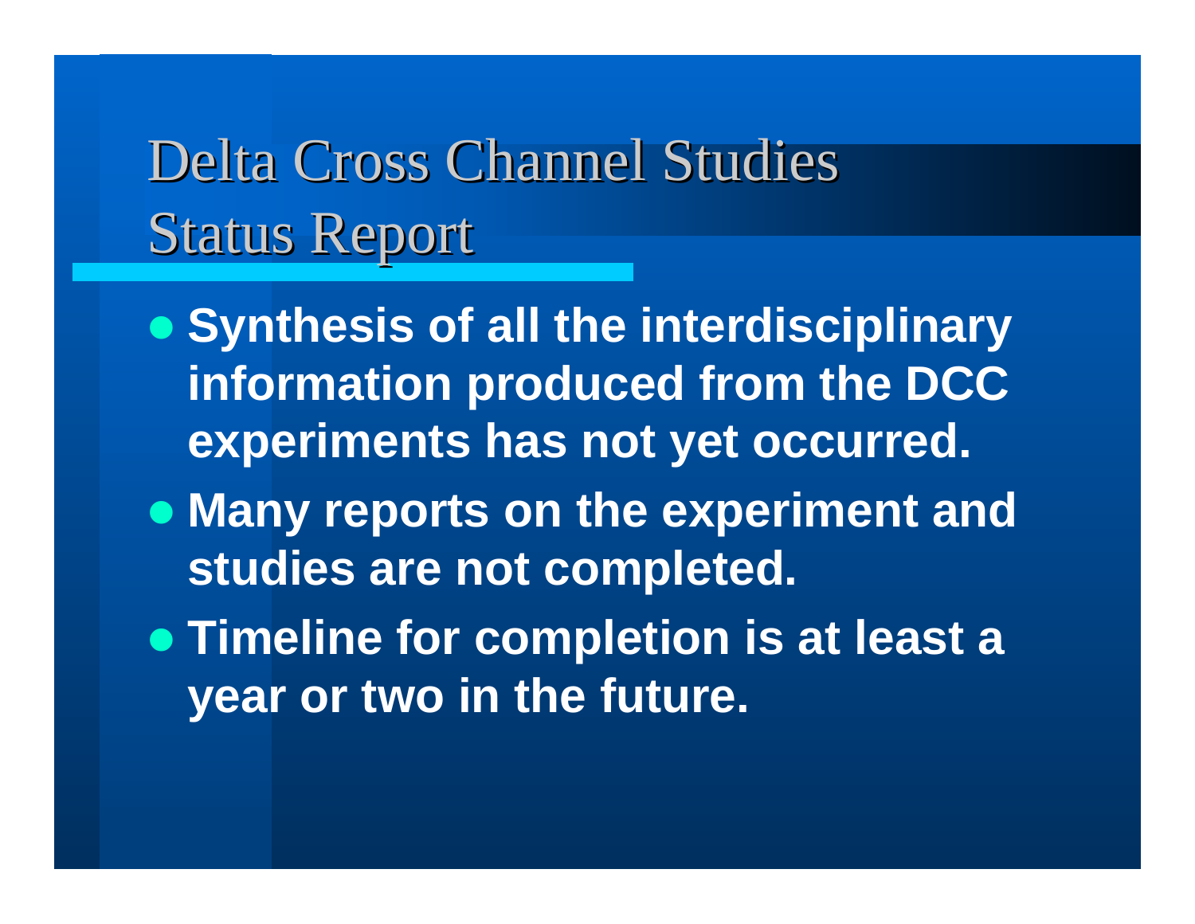# Delta Cross Channel Studies Status Report

- **Synthesis of all the interdisciplinary information produced from the DCC experiments has not yet occurred.**
- **Many reports on the experiment and studies are not completed.**
- **Timeline for completion is at least a year or two in the future.**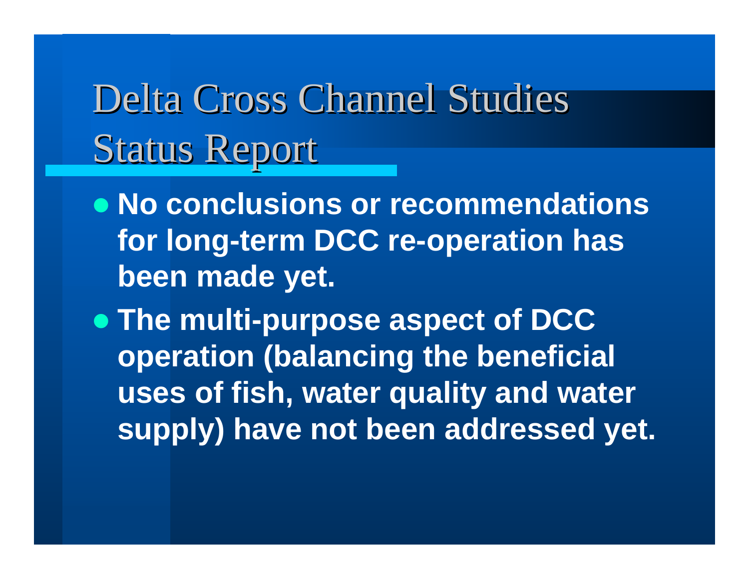# Delta Cross Channel Studies Status Report

- **No conclusions or recommendations for long-term DCC re-operation has been made yet.**
- **The multi-purpose aspect of DCC operation (balancing the beneficial uses of fish, water quality and water supply) have not been addressed yet.**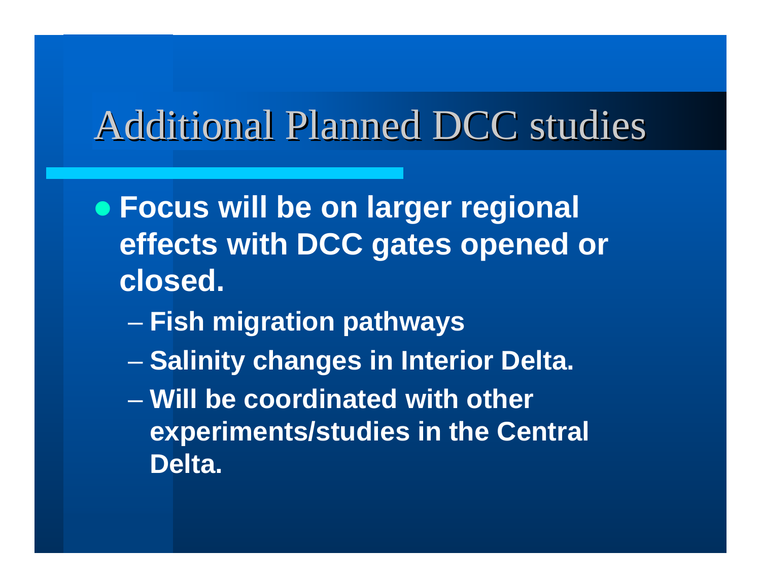# Additional Planned DCC studies

- **Focus will be on larger regional effects with DCC gates opened or closed.**
  - **Fish migration pathways**
  - **Salinity changes in Interior Delta.**
  - **Will be coordinated with other experiments/studies in the Central Delta.**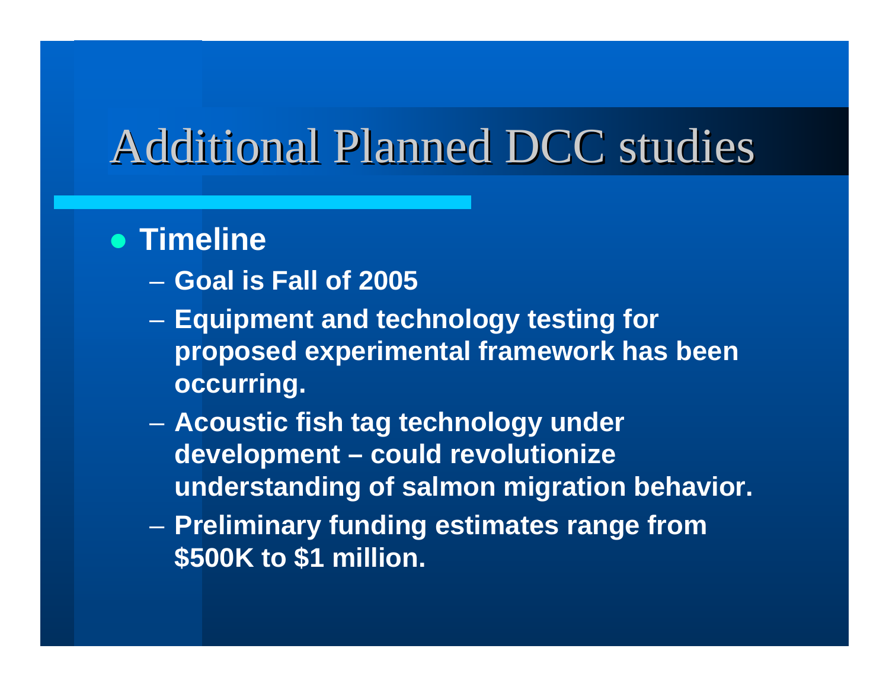# Additional Planned DCC studies

- **Timeline**
  - **Goal is Fall of 2005**
  - **Equipment and technology testing for proposed experimental framework has been occurring.**
  - **Acoustic fish tag technology under development – could revolutionize understanding of salmon migration behavior.**
  - **Preliminary funding estimates range from $500K to $1 million.**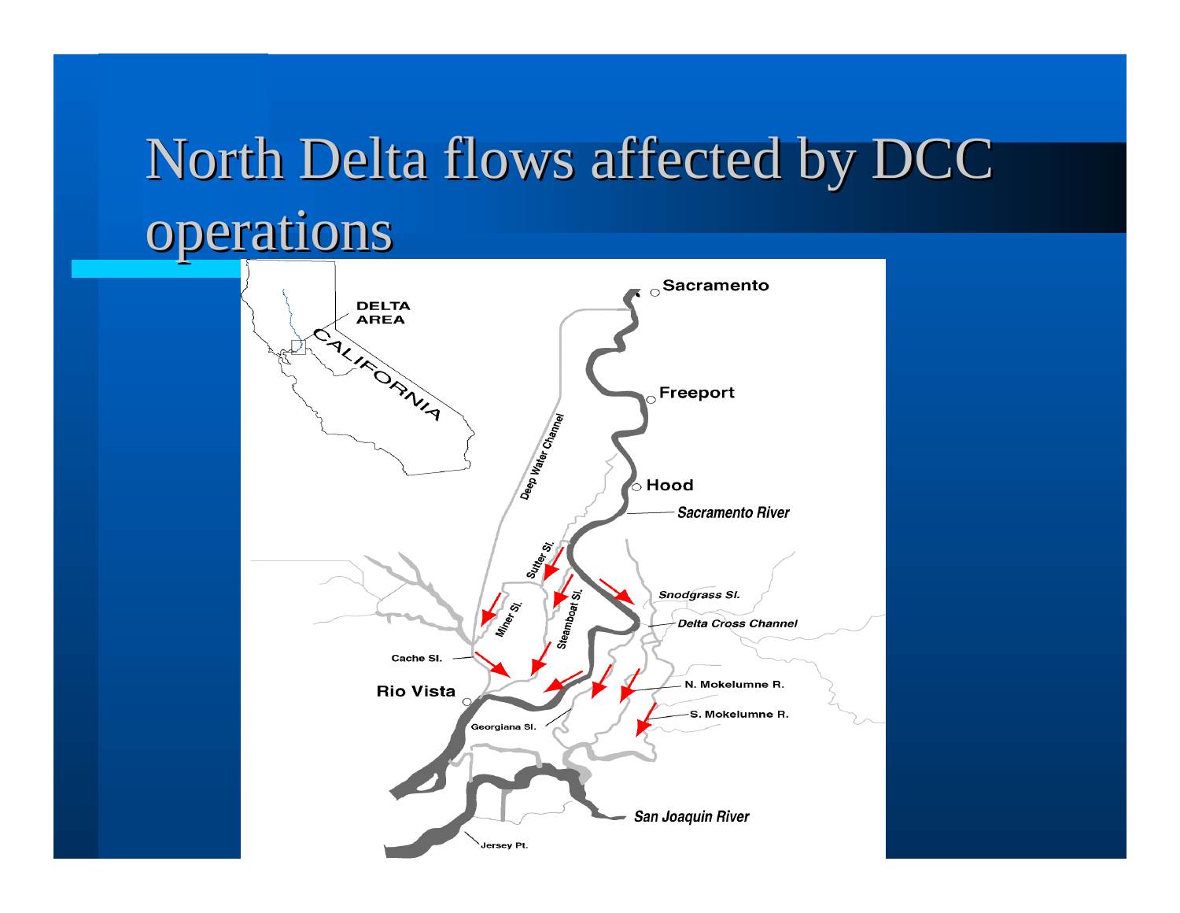# North Delta flows affected by DCC operations

DELTA AREA

CALIFORNIA

Sacramento

Freeport

Hood

Sacramento River

Deep Water Channel

Sutter Sl.

Steamboat Sl.

Miner Sl.

Snodgrass Sl.

Delta Cross Channel

Cache Sl.

Rio Vista

N. Mokelumne R.

S. Mokelumne R.

Georgiana Sl.

San Joaquin River

Jersey Pt.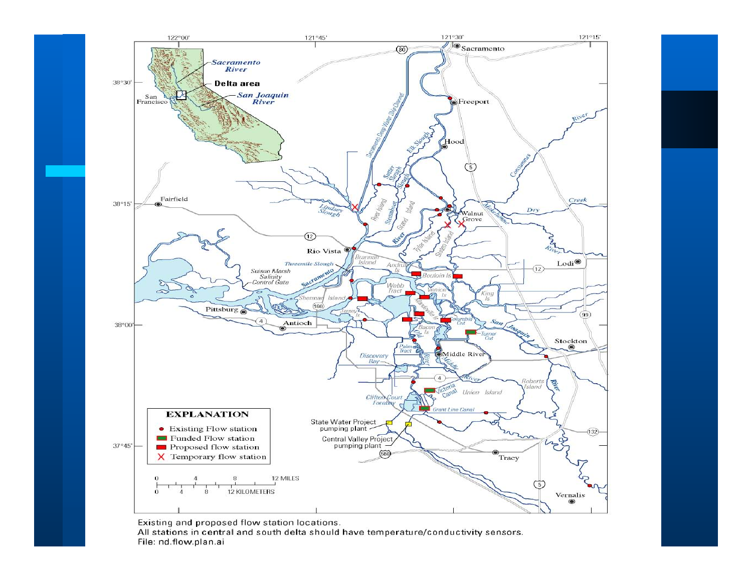Existing and proposed flow station locations.
All stations in central and south delta should have temperature/conductivity sensors.
File: nd.flow.plan.ai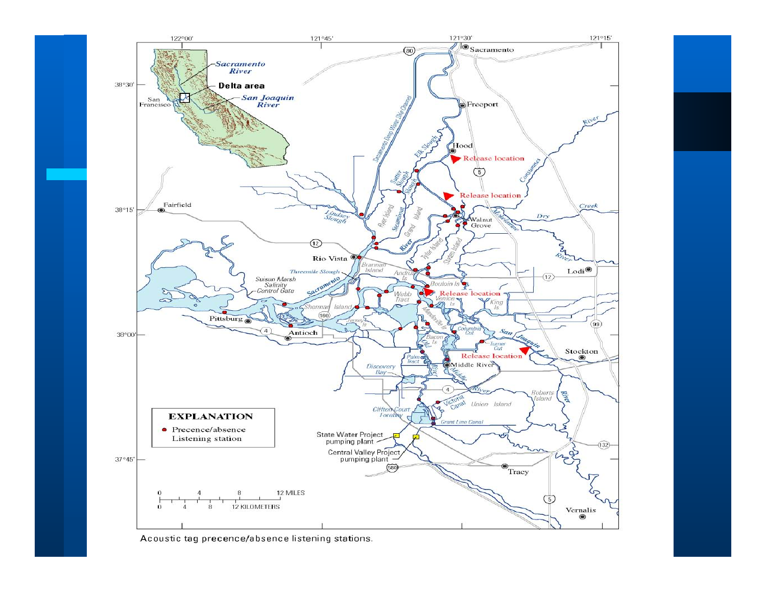Acoustic tag precence/absence listening stations.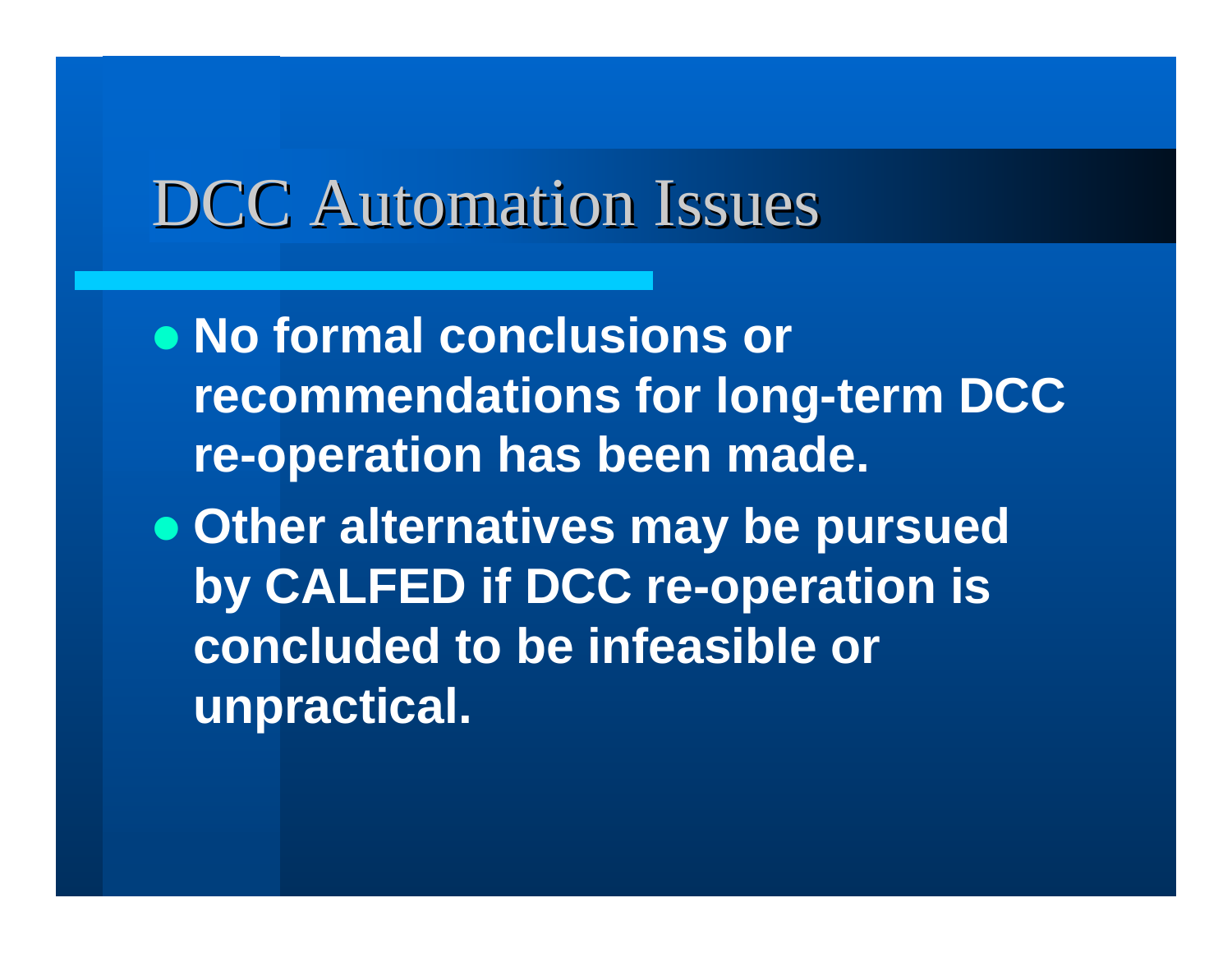# DCC Automation Issues

- **No formal conclusions or recommendations for long-term DCC re-operation has been made.**
- **Other alternatives may be pursued by CALFED if DCC re-operation is concluded to be infeasible or unpractical.**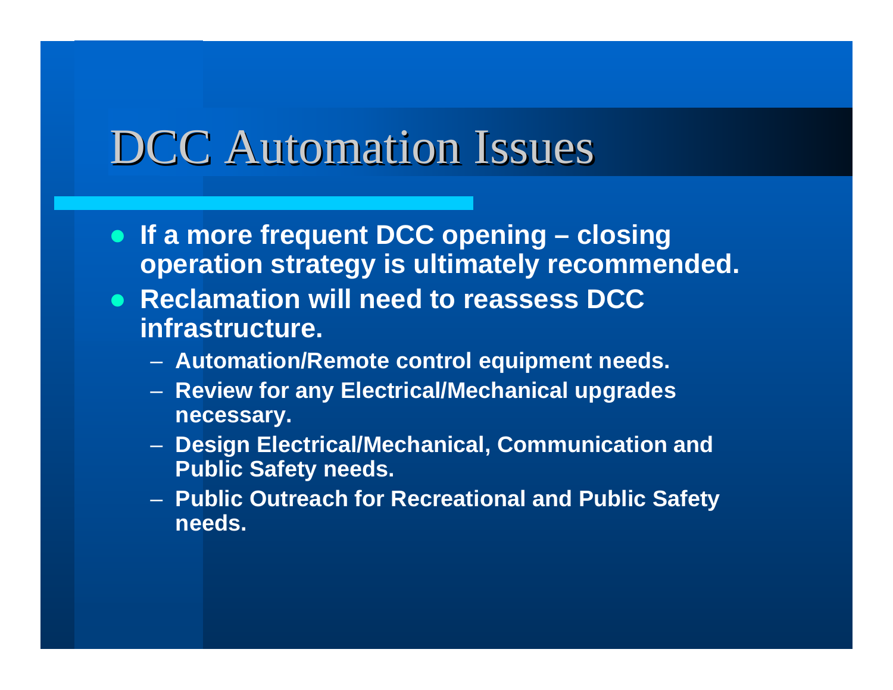# DCC Automation Issues

- **If a more frequent DCC opening – closing operation strategy is ultimately recommended.**
- **Reclamation will need to reassess DCC infrastructure.**
  - **Automation/Remote control equipment needs.**
  - **Review for any Electrical/Mechanical upgrades necessary.**
  - **Design Electrical/Mechanical, Communication and Public Safety needs.**
  - **Public Outreach for Recreational and Public Safety needs.**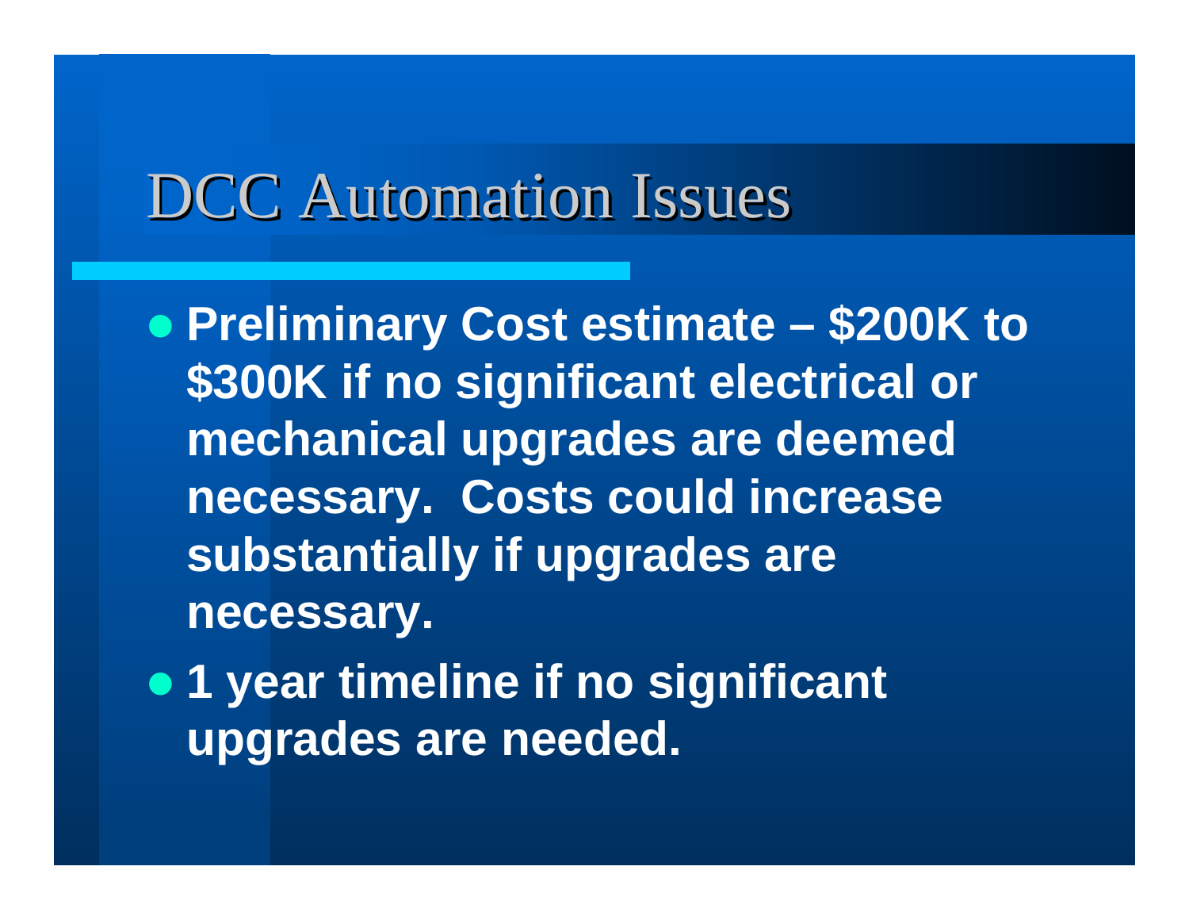# DCC Automation Issues

- **Preliminary Cost estimate – $200K to $300K if no significant electrical or mechanical upgrades are deemed necessary. Costs could increase substantially if upgrades are necessary.**
- **1 year timeline if no significant upgrades are needed.**